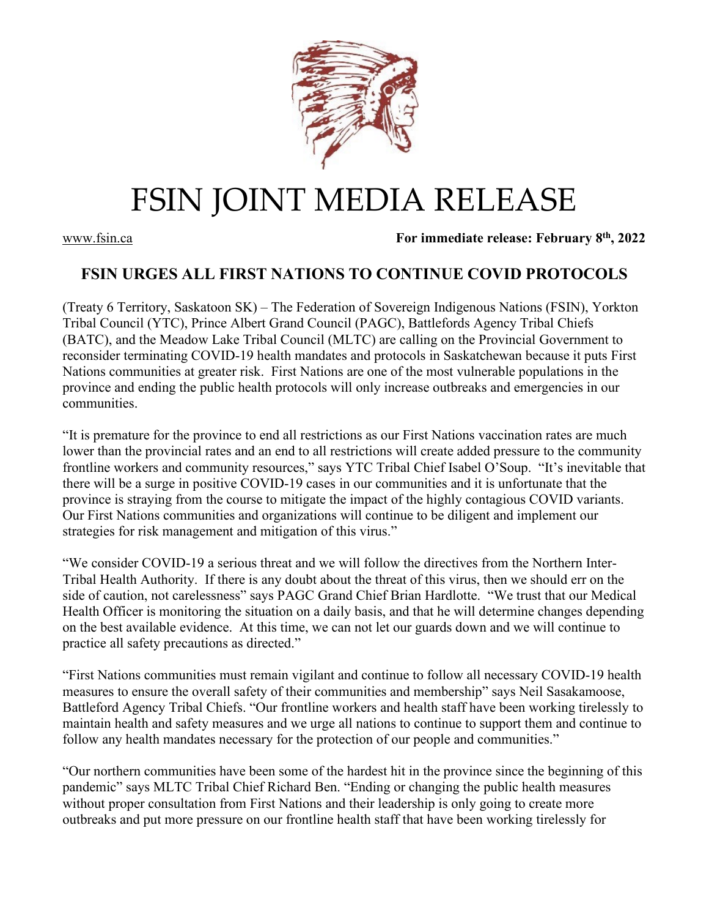# FSIN JOINT MEDIA RELEASE

www.fsin.ca **For immediate release: February 8th, 2022**

## FSIN URGES ALL FIRST NATIONS TO CONTINUE COVID PROTOCOLS

(Treaty 6 Territory, Saskatoon SK) – The Federation of Sovereign Indigenous Nations (FSIN), Yorkton Tribal Council (YTC), Prince Albert Grand Council (PAGC), Battlefords Agency Tribal Chiefs (BATC), and the Meadow Lake Tribal Council (MLTC) are calling on the Provincial Government to reconsider terminating COVID-19 health mandates and protocols in Saskatchewan because it puts First Nations communities at greater risk. First Nations are one of the most vulnerable populations in the province and ending the public health protocols will only increase outbreaks and emergencies in our communities.

"It is premature for the province to end all restrictions as our First Nations vaccination rates are much lower than the provincial rates and an end to all restrictions will create added pressure to the community frontline workers and community resources," says YTC Tribal Chief Isabel O'Soup. "It's inevitable that there will be a surge in positive COVID-19 cases in our communities and it is unfortunate that the province is straying from the course to mitigate the impact of the highly contagious COVID variants. Our First Nations communities and organizations will continue to be diligent and implement our strategies for risk management and mitigation of this virus."

"We consider COVID-19 a serious threat and we will follow the directives from the Northern Inter-Tribal Health Authority. If there is any doubt about the threat of this virus, then we should err on the side of caution, not carelessness" says PAGC Grand Chief Brian Hardlotte. "We trust that our Medical Health Officer is monitoring the situation on a daily basis, and that he will determine changes depending on the best available evidence. At this time, we can not let our guards down and we will continue to practice all safety precautions as directed."

"First Nations communities must remain vigilant and continue to follow all necessary COVID-19 health measures to ensure the overall safety of their communities and membership" says Neil Sasakamoose, Battleford Agency Tribal Chiefs. "Our frontline workers and health staff have been working tirelessly to maintain health and safety measures and we urge all nations to continue to support them and continue to follow any health mandates necessary for the protection of our people and communities."

"Our northern communities have been some of the hardest hit in the province since the beginning of this pandemic" says MLTC Tribal Chief Richard Ben. "Ending or changing the public health measures without proper consultation from First Nations and their leadership is only going to create more outbreaks and put more pressure on our frontline health staff that have been working tirelessly for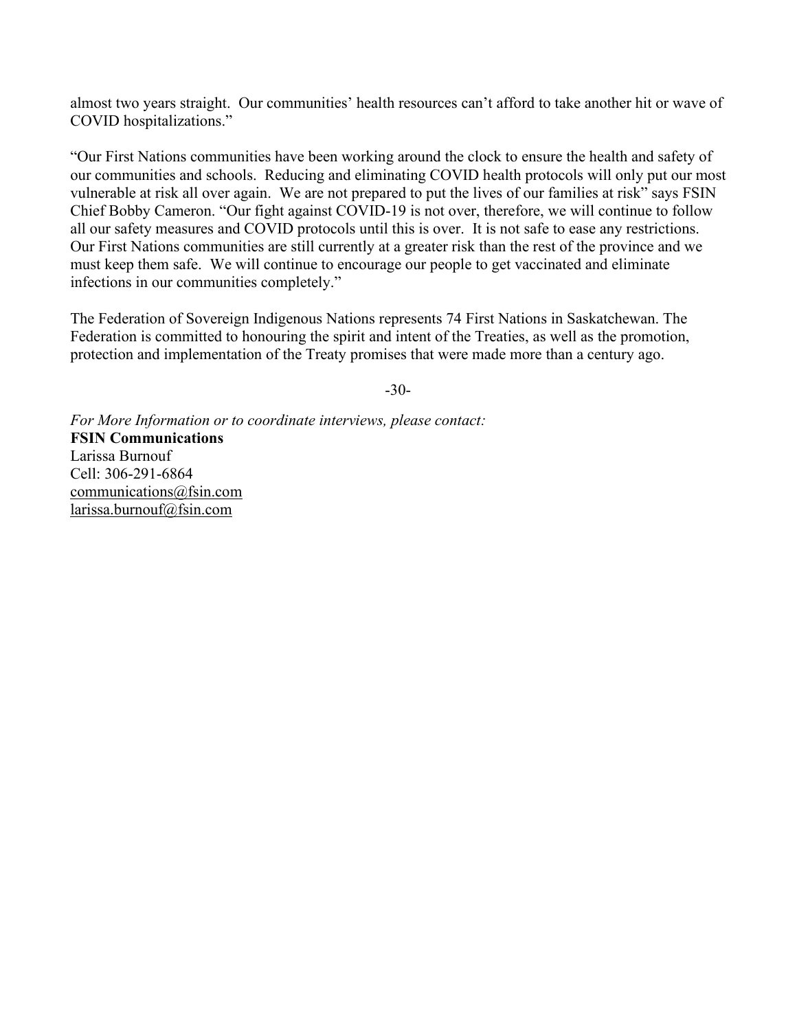almost two years straight. Our communities' health resources can't afford to take another hit or wave of COVID hospitalizations."

"Our First Nations communities have been working around the clock to ensure the health and safety of our communities and schools. Reducing and eliminating COVID health protocols will only put our most vulnerable at risk all over again. We are not prepared to put the lives of our families at risk" says FSIN Chief Bobby Cameron. "Our fight against COVID-19 is not over, therefore, we will continue to follow all our safety measures and COVID protocols until this is over. It is not safe to ease any restrictions. Our First Nations communities are still currently at a greater risk than the rest of the province and we must keep them safe. We will continue to encourage our people to get vaccinated and eliminate infections in our communities completely."

The Federation of Sovereign Indigenous Nations represents 74 First Nations in Saskatchewan. The Federation is committed to honouring the spirit and intent of the Treaties, as well as the promotion, protection and implementation of the Treaty promises that were made more than a century ago.

-30-

*For More Information or to coordinate interviews, please contact:*
**FSIN Communications**
Larissa Burnouf
Cell: 306-291-6864
communications@fsin.com
larissa.burnouf@fsin.com